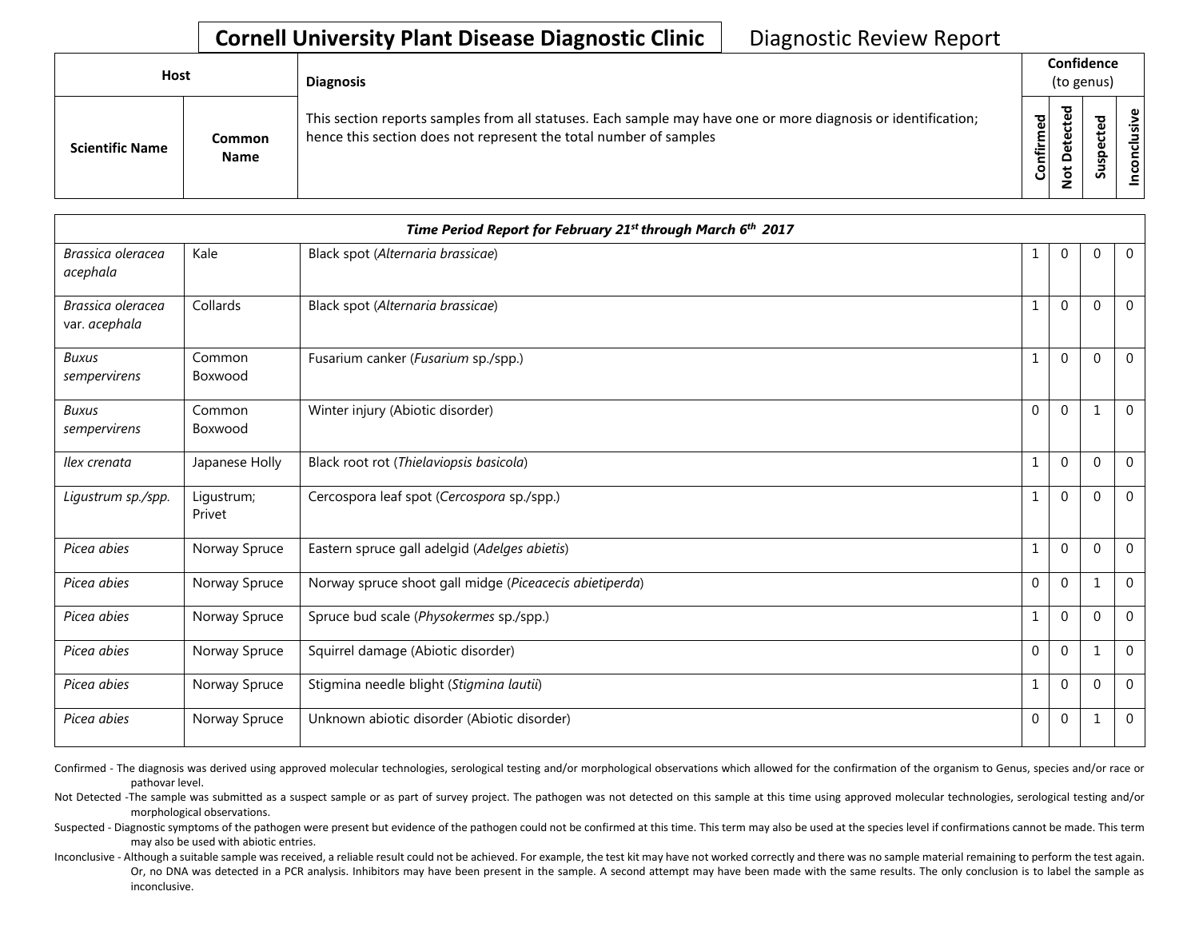# Cornell University Plant Disease Diagnostic Clinic

Diagnostic Review Report

| Host | | Diagnosis | Confidence (to genus) | | | |
|---|---|---|---|---|---|---|
| Scientific Name | Common Name | This section reports samples from all statuses. Each sample may have one or more diagnosis or identification; hence this section does not represent the total number of samples | Confirmed | Not Detected | Suspected | Inconclusive |
| ***Time Period Report for February 21st through March 6th 2017*** | | | | | | |
| *Brassica oleracea acephala* | Kale | Black spot (*Alternaria brassicae*) | 1 | 0 | 0 | 0 |
| *Brassica oleracea* var. *acephala* | Collards | Black spot (*Alternaria brassicae*) | 1 | 0 | 0 | 0 |
| *Buxus sempervirens* | Common Boxwood | Fusarium canker (*Fusarium* sp./spp.) | 1 | 0 | 0 | 0 |
| *Buxus sempervirens* | Common Boxwood | Winter injury (Abiotic disorder) | 0 | 0 | 1 | 0 |
| *Ilex crenata* | Japanese Holly | Black root rot (*Thielaviopsis basicola*) | 1 | 0 | 0 | 0 |
| *Ligustrum sp./spp.* | Ligustrum; Privet | Cercospora leaf spot (*Cercospora* sp./spp.) | 1 | 0 | 0 | 0 |
| *Picea abies* | Norway Spruce | Eastern spruce gall adelgid (*Adelges abietis*) | 1 | 0 | 0 | 0 |
| *Picea abies* | Norway Spruce | Norway spruce shoot gall midge (*Piceacecis abietiperda*) | 0 | 0 | 1 | 0 |
| *Picea abies* | Norway Spruce | Spruce bud scale (*Physokermes* sp./spp.) | 1 | 0 | 0 | 0 |
| *Picea abies* | Norway Spruce | Squirrel damage (Abiotic disorder) | 0 | 0 | 1 | 0 |
| *Picea abies* | Norway Spruce | Stigmina needle blight (*Stigmina lautii*) | 1 | 0 | 0 | 0 |
| *Picea abies* | Norway Spruce | Unknown abiotic disorder (Abiotic disorder) | 0 | 0 | 1 | 0 |

Confirmed - The diagnosis was derived using approved molecular technologies, serological testing and/or morphological observations which allowed for the confirmation of the organism to Genus, species and/or race or pathovar level.

Not Detected -The sample was submitted as a suspect sample or as part of survey project. The pathogen was not detected on this sample at this time using approved molecular technologies, serological testing and/or morphological observations.

Suspected - Diagnostic symptoms of the pathogen were present but evidence of the pathogen could not be confirmed at this time. This term may also be used at the species level if confirmations cannot be made. This term may also be used with abiotic entries.

Inconclusive - Although a suitable sample was received, a reliable result could not be achieved. For example, the test kit may have not worked correctly and there was no sample material remaining to perform the test again. Or, no DNA was detected in a PCR analysis. Inhibitors may have been present in the sample. A second attempt may have been made with the same results. The only conclusion is to label the sample as inconclusive.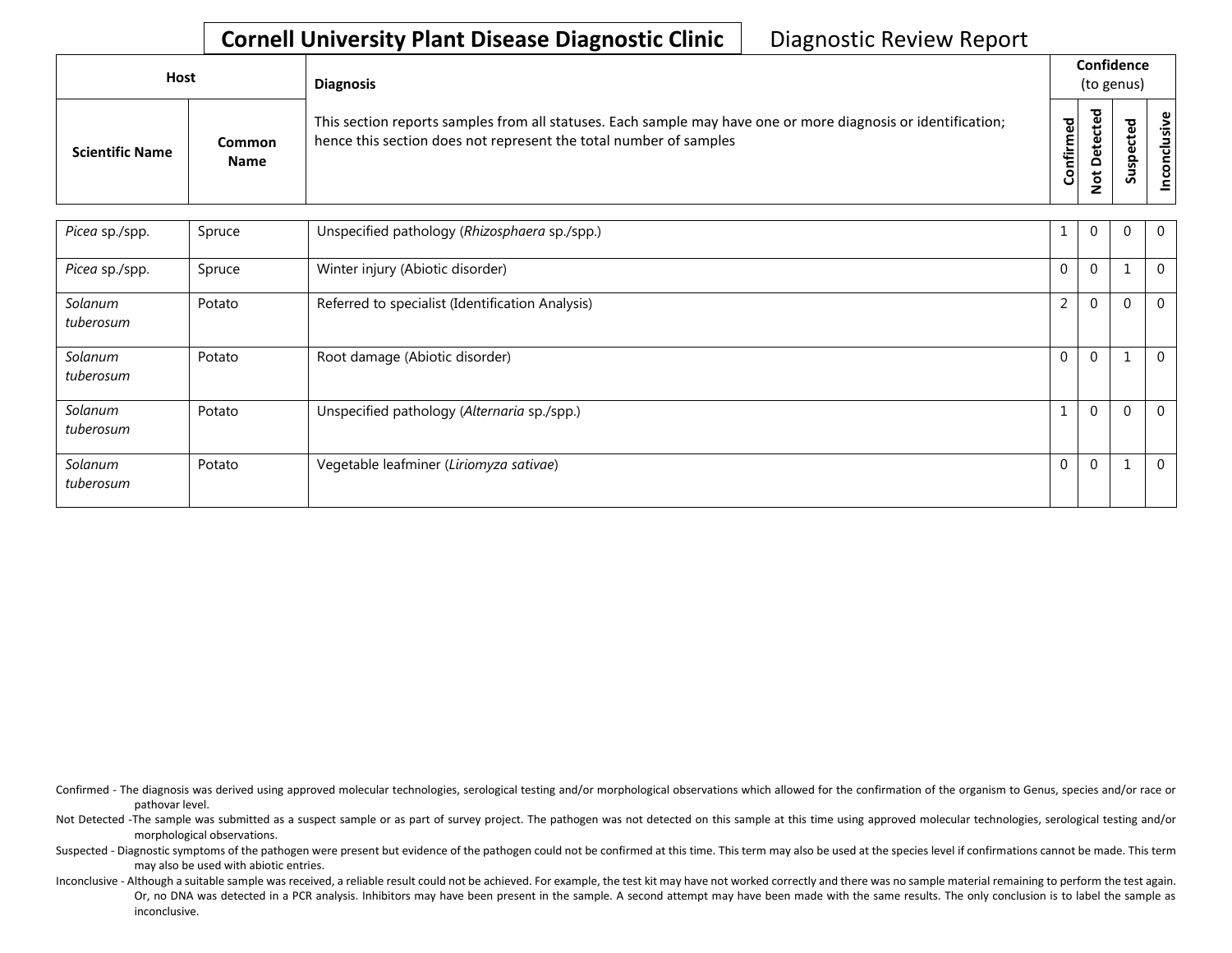# Cornell University Plant Disease Diagnostic Clinic

Diagnostic Review Report

| Host | | Diagnosis | Confidence (to genus) | | | |
|---|---|---|---|---|---|---|
| Scientific Name | Common Name | This section reports samples from all statuses. Each sample may have one or more diagnosis or identification; hence this section does not represent the total number of samples | Confirmed | Not Detected | Suspected | Inconclusive |
| *Picea* sp./spp. | Spruce | Unspecified pathology (*Rhizosphaera* sp./spp.) | 1 | 0 | 0 | 0 |
| *Picea* sp./spp. | Spruce | Winter injury (Abiotic disorder) | 0 | 0 | 1 | 0 |
| *Solanum tuberosum* | Potato | Referred to specialist (Identification Analysis) | 2 | 0 | 0 | 0 |
| *Solanum tuberosum* | Potato | Root damage (Abiotic disorder) | 0 | 0 | 1 | 0 |
| *Solanum tuberosum* | Potato | Unspecified pathology (*Alternaria* sp./spp.) | 1 | 0 | 0 | 0 |
| *Solanum tuberosum* | Potato | Vegetable leafminer (*Liriomyza sativae*) | 0 | 0 | 1 | 0 |

Confirmed - The diagnosis was derived using approved molecular technologies, serological testing and/or morphological observations which allowed for the confirmation of the organism to Genus, species and/or race or pathovar level.

Not Detected -The sample was submitted as a suspect sample or as part of survey project. The pathogen was not detected on this sample at this time using approved molecular technologies, serological testing and/or morphological observations.

Suspected - Diagnostic symptoms of the pathogen were present but evidence of the pathogen could not be confirmed at this time. This term may also be used at the species level if confirmations cannot be made. This term may also be used with abiotic entries.

Inconclusive - Although a suitable sample was received, a reliable result could not be achieved. For example, the test kit may have not worked correctly and there was no sample material remaining to perform the test again. Or, no DNA was detected in a PCR analysis. Inhibitors may have been present in the sample. A second attempt may have been made with the same results. The only conclusion is to label the sample as inconclusive.